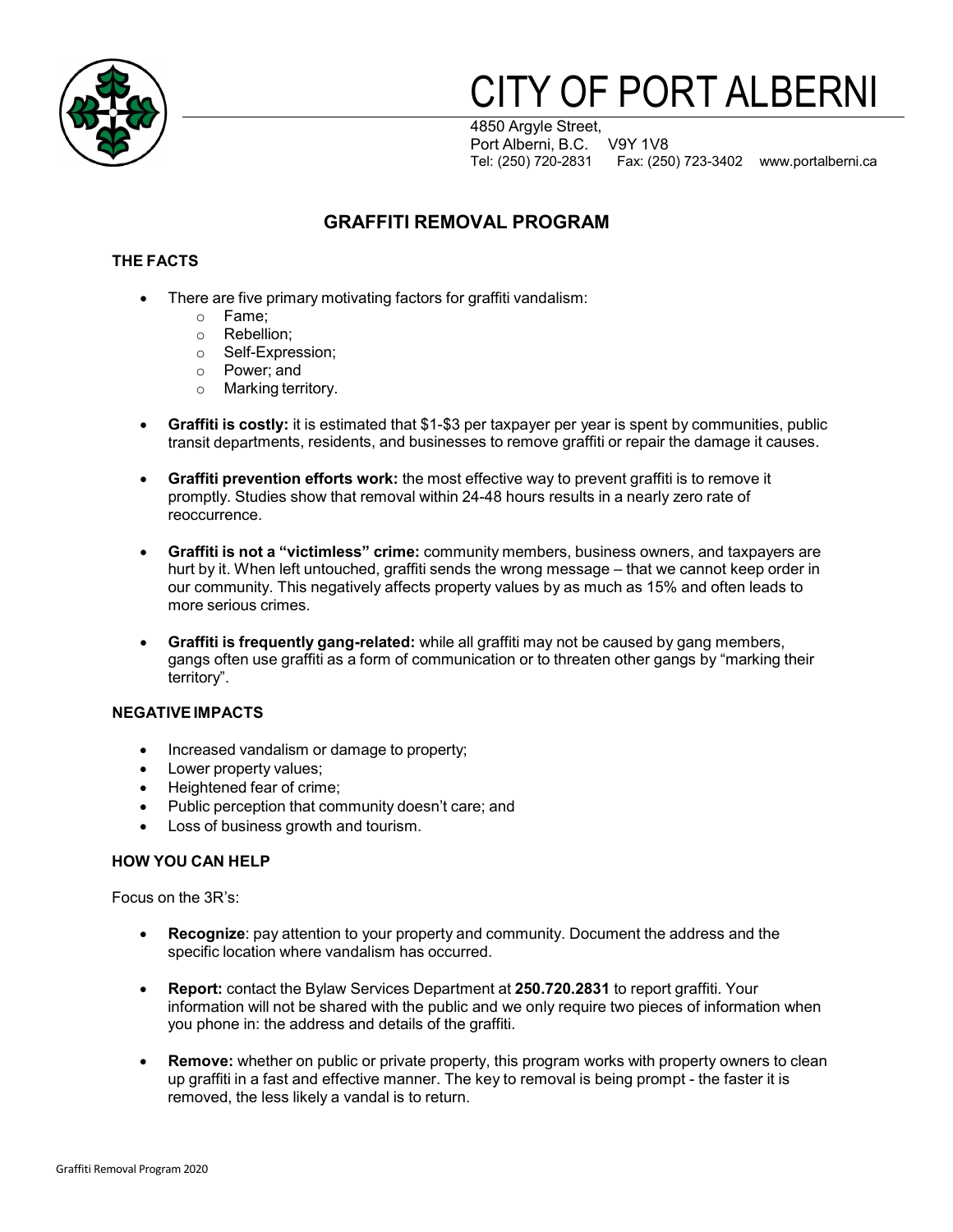# CITY OF PORT ALBERNI

4850 Argyle Street,
Port Alberni, B.C. V9Y 1V8
Tel: (250) 720-2831 Fax: (250) 723-3402 www.portalberni.ca

## GRAFFITI REMOVAL PROGRAM

### THE FACTS

- There are five primary motivating factors for graffiti vandalism:
  - Fame;
  - Rebellion;
  - Self-Expression;
  - Power; and
  - Marking territory.
- **Graffiti is costly:** it is estimated that $1-$3 per taxpayer per year is spent by communities, public transit departments, residents, and businesses to remove graffiti or repair the damage it causes.
- **Graffiti prevention efforts work:** the most effective way to prevent graffiti is to remove it promptly. Studies show that removal within 24-48 hours results in a nearly zero rate of reoccurrence.
- **Graffiti is not a "victimless" crime:** community members, business owners, and taxpayers are hurt by it. When left untouched, graffiti sends the wrong message – that we cannot keep order in our community. This negatively affects property values by as much as 15% and often leads to more serious crimes.
- **Graffiti is frequently gang-related:** while all graffiti may not be caused by gang members, gangs often use graffiti as a form of communication or to threaten other gangs by "marking their territory".

### NEGATIVE IMPACTS

- Increased vandalism or damage to property;
- Lower property values;
- Heightened fear of crime;
- Public perception that community doesn't care; and
- Loss of business growth and tourism.

### HOW YOU CAN HELP

Focus on the 3R's:

- **Recognize**: pay attention to your property and community. Document the address and the specific location where vandalism has occurred.
- **Report:** contact the Bylaw Services Department at **250.720.2831** to report graffiti. Your information will not be shared with the public and we only require two pieces of information when you phone in: the address and details of the graffiti.
- **Remove:** whether on public or private property, this program works with property owners to clean up graffiti in a fast and effective manner. The key to removal is being prompt - the faster it is removed, the less likely a vandal is to return.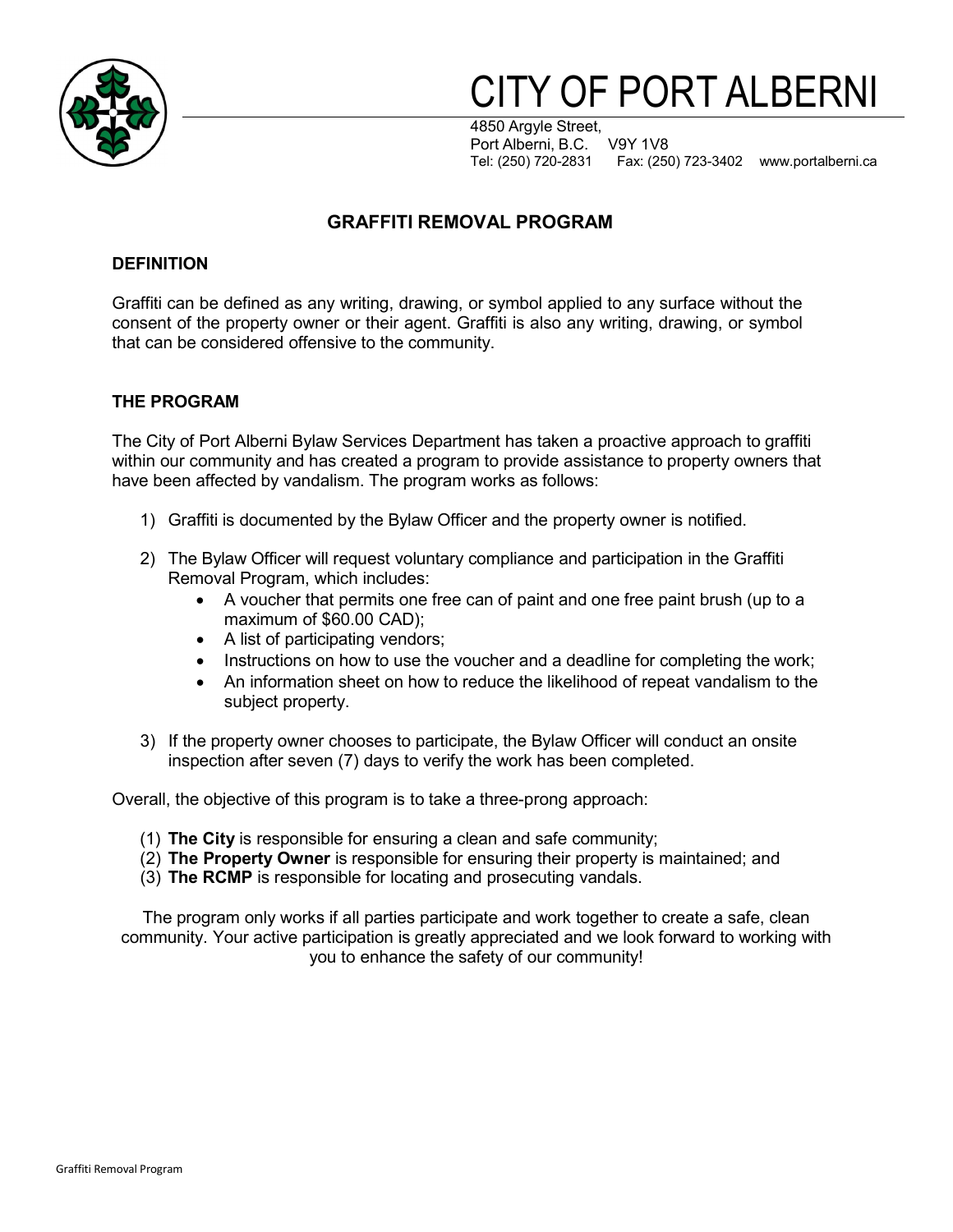# CITY OF PORT ALBERNI

4850 Argyle Street,
Port Alberni, B.C. V9Y 1V8
Tel: (250) 720-2831 Fax: (250) 723-3402 www.portalberni.ca

## GRAFFITI REMOVAL PROGRAM

### DEFINITION

Graffiti can be defined as any writing, drawing, or symbol applied to any surface without the consent of the property owner or their agent. Graffiti is also any writing, drawing, or symbol that can be considered offensive to the community.

### THE PROGRAM

The City of Port Alberni Bylaw Services Department has taken a proactive approach to graffiti within our community and has created a program to provide assistance to property owners that have been affected by vandalism. The program works as follows:

1) Graffiti is documented by the Bylaw Officer and the property owner is notified.

2) The Bylaw Officer will request voluntary compliance and participation in the Graffiti Removal Program, which includes:
   - A voucher that permits one free can of paint and one free paint brush (up to a maximum of $60.00 CAD);
   - A list of participating vendors;
   - Instructions on how to use the voucher and a deadline for completing the work;
   - An information sheet on how to reduce the likelihood of repeat vandalism to the subject property.

3) If the property owner chooses to participate, the Bylaw Officer will conduct an onsite inspection after seven (7) days to verify the work has been completed.

Overall, the objective of this program is to take a three-prong approach:

(1) **The City** is responsible for ensuring a clean and safe community;
(2) **The Property Owner** is responsible for ensuring their property is maintained; and
(3) **The RCMP** is responsible for locating and prosecuting vandals.

The program only works if all parties participate and work together to create a safe, clean community. Your active participation is greatly appreciated and we look forward to working with you to enhance the safety of our community!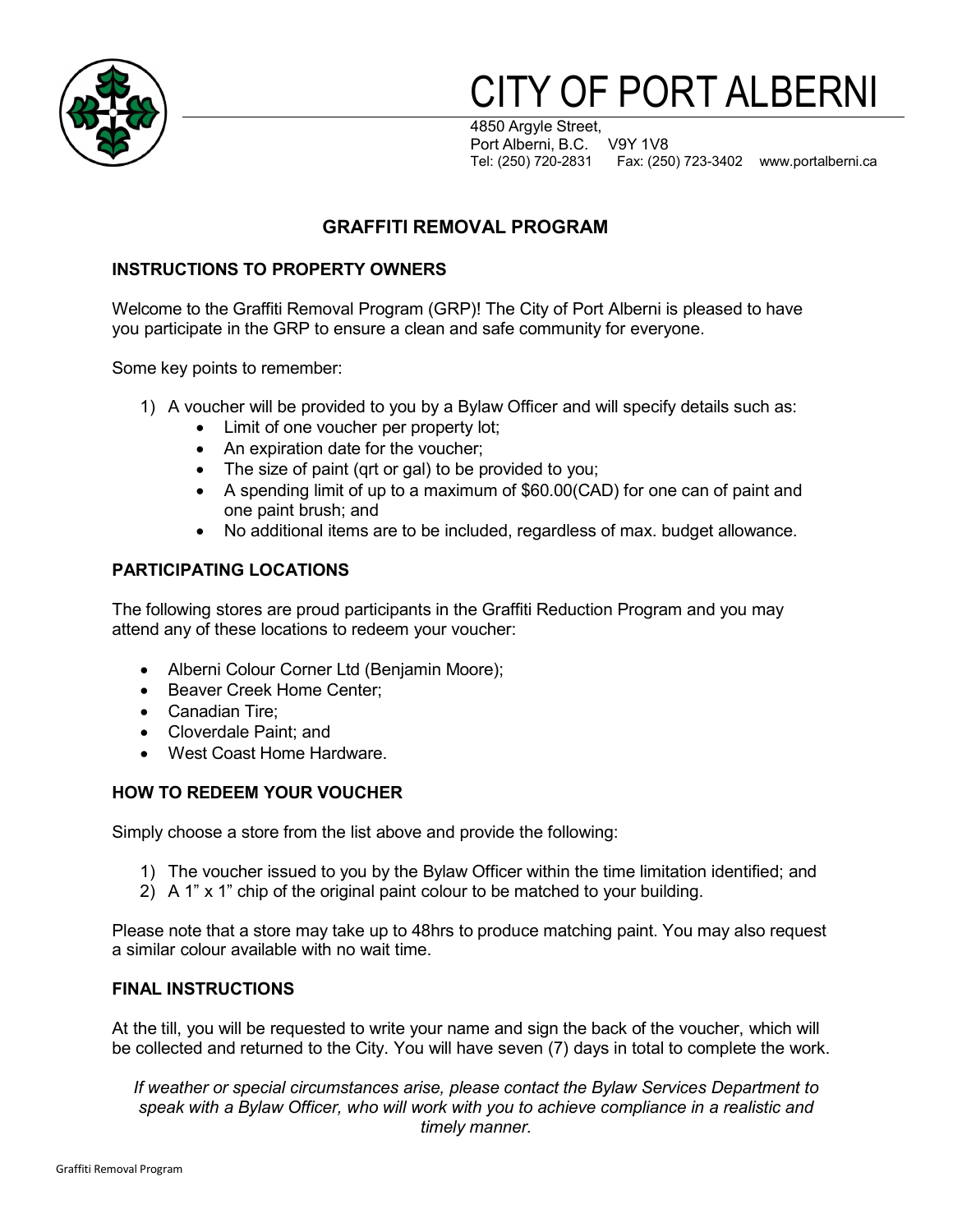# CITY OF PORT ALBERNI

4850 Argyle Street,
Port Alberni, B.C. V9Y 1V8
Tel: (250) 720-2831 Fax: (250) 723-3402 www.portalberni.ca

## GRAFFITI REMOVAL PROGRAM

### INSTRUCTIONS TO PROPERTY OWNERS

Welcome to the Graffiti Removal Program (GRP)! The City of Port Alberni is pleased to have you participate in the GRP to ensure a clean and safe community for everyone.

Some key points to remember:

1) A voucher will be provided to you by a Bylaw Officer and will specify details such as:
    - Limit of one voucher per property lot;
    - An expiration date for the voucher;
    - The size of paint (qrt or gal) to be provided to you;
    - A spending limit of up to a maximum of $60.00(CAD) for one can of paint and one paint brush; and
    - No additional items are to be included, regardless of max. budget allowance.

### PARTICIPATING LOCATIONS

The following stores are proud participants in the Graffiti Reduction Program and you may attend any of these locations to redeem your voucher:

- Alberni Colour Corner Ltd (Benjamin Moore);
- Beaver Creek Home Center;
- Canadian Tire;
- Cloverdale Paint; and
- West Coast Home Hardware.

### HOW TO REDEEM YOUR VOUCHER

Simply choose a store from the list above and provide the following:

1) The voucher issued to you by the Bylaw Officer within the time limitation identified; and
2) A 1" x 1" chip of the original paint colour to be matched to your building.

Please note that a store may take up to 48hrs to produce matching paint. You may also request a similar colour available with no wait time.

### FINAL INSTRUCTIONS

At the till, you will be requested to write your name and sign the back of the voucher, which will be collected and returned to the City. You will have seven (7) days in total to complete the work.

*If weather or special circumstances arise, please contact the Bylaw Services Department to speak with a Bylaw Officer, who will work with you to achieve compliance in a realistic and timely manner.*